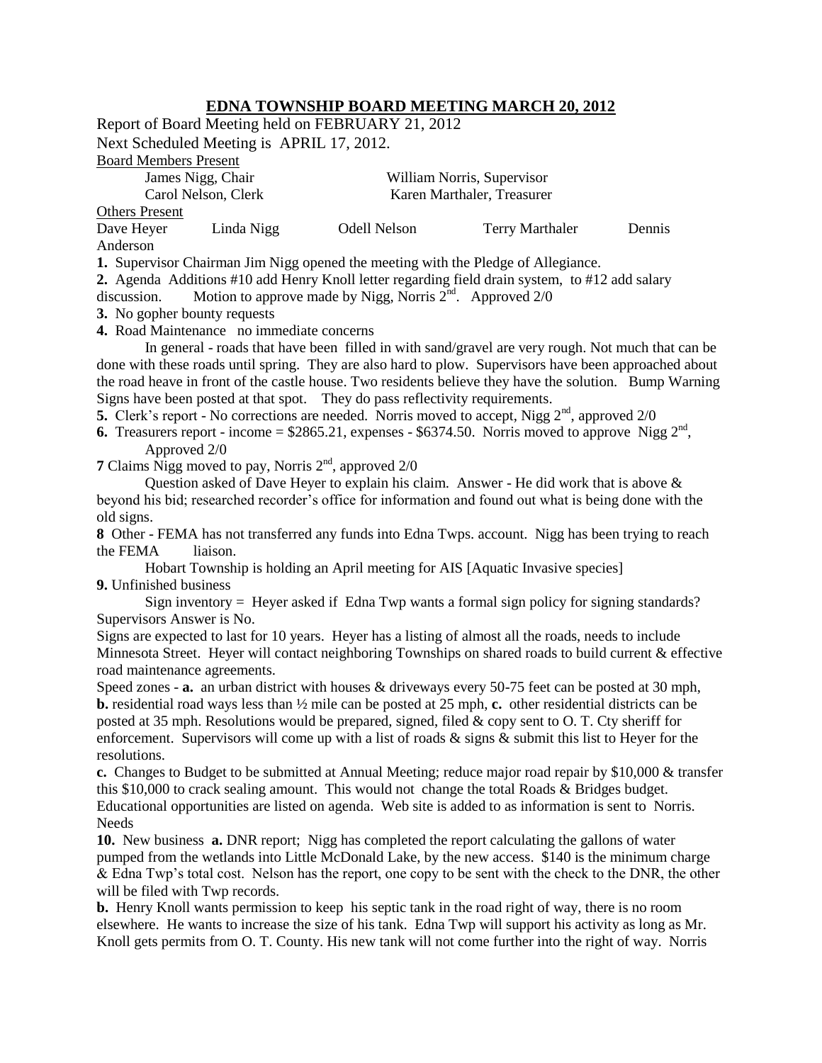# EDNA TOWNSHIP BOARD MEETING MARCH 20, 2012

Report of Board Meeting held on FEBRUARY 21, 2012

Next Scheduled Meeting is APRIL 17, 2012.

Board Members Present

| | |
|---|---|
| James Nigg, Chair | William Norris, Supervisor |
| Carol Nelson, Clerk | Karen Marthaler, Treasurer |

Others Present

Dave Heyer  Linda Nigg  Odell Nelson  Terry Marthaler  Dennis Anderson

**1.** Supervisor Chairman Jim Nigg opened the meeting with the Pledge of Allegiance.

**2.** Agenda Additions #10 add Henry Knoll letter regarding field drain system, to #12 add salary discussion. Motion to approve made by Nigg, Norris 2nd. Approved 2/0

**3.** No gopher bounty requests

**4.** Road Maintenance no immediate concerns

In general - roads that have been filled in with sand/gravel are very rough. Not much that can be done with these roads until spring. They are also hard to plow. Supervisors have been approached about the road heave in front of the castle house. Two residents believe they have the solution. Bump Warning Signs have been posted at that spot. They do pass reflectivity requirements.

**5.** Clerk's report - No corrections are needed. Norris moved to accept, Nigg 2nd, approved 2/0

**6.** Treasurers report - income = $2865.21, expenses - $6374.50. Norris moved to approve Nigg 2nd, Approved 2/0

**7** Claims Nigg moved to pay, Norris 2nd, approved 2/0

Question asked of Dave Heyer to explain his claim. Answer - He did work that is above & beyond his bid; researched recorder's office for information and found out what is being done with the old signs.

**8** Other - FEMA has not transferred any funds into Edna Twps. account. Nigg has been trying to reach the FEMA liaison.

Hobart Township is holding an April meeting for AIS [Aquatic Invasive species]

**9.** Unfinished business

Sign inventory = Heyer asked if Edna Twp wants a formal sign policy for signing standards? Supervisors Answer is No.

Signs are expected to last for 10 years. Heyer has a listing of almost all the roads, needs to include Minnesota Street. Heyer will contact neighboring Townships on shared roads to build current & effective road maintenance agreements.

Speed zones - **a.** an urban district with houses & driveways every 50-75 feet can be posted at 30 mph, **b.** residential road ways less than ½ mile can be posted at 25 mph, **c.** other residential districts can be posted at 35 mph. Resolutions would be prepared, signed, filed & copy sent to O. T. Cty sheriff for enforcement. Supervisors will come up with a list of roads & signs & submit this list to Heyer for the resolutions.

**c.** Changes to Budget to be submitted at Annual Meeting; reduce major road repair by $10,000 & transfer this $10,000 to crack sealing amount. This would not change the total Roads & Bridges budget. Educational opportunities are listed on agenda. Web site is added to as information is sent to Norris. Needs

**10.** New business **a.** DNR report; Nigg has completed the report calculating the gallons of water pumped from the wetlands into Little McDonald Lake, by the new access. $140 is the minimum charge & Edna Twp's total cost. Nelson has the report, one copy to be sent with the check to the DNR, the other will be filed with Twp records.

**b.** Henry Knoll wants permission to keep his septic tank in the road right of way, there is no room elsewhere. He wants to increase the size of his tank. Edna Twp will support his activity as long as Mr. Knoll gets permits from O. T. County. His new tank will not come further into the right of way. Norris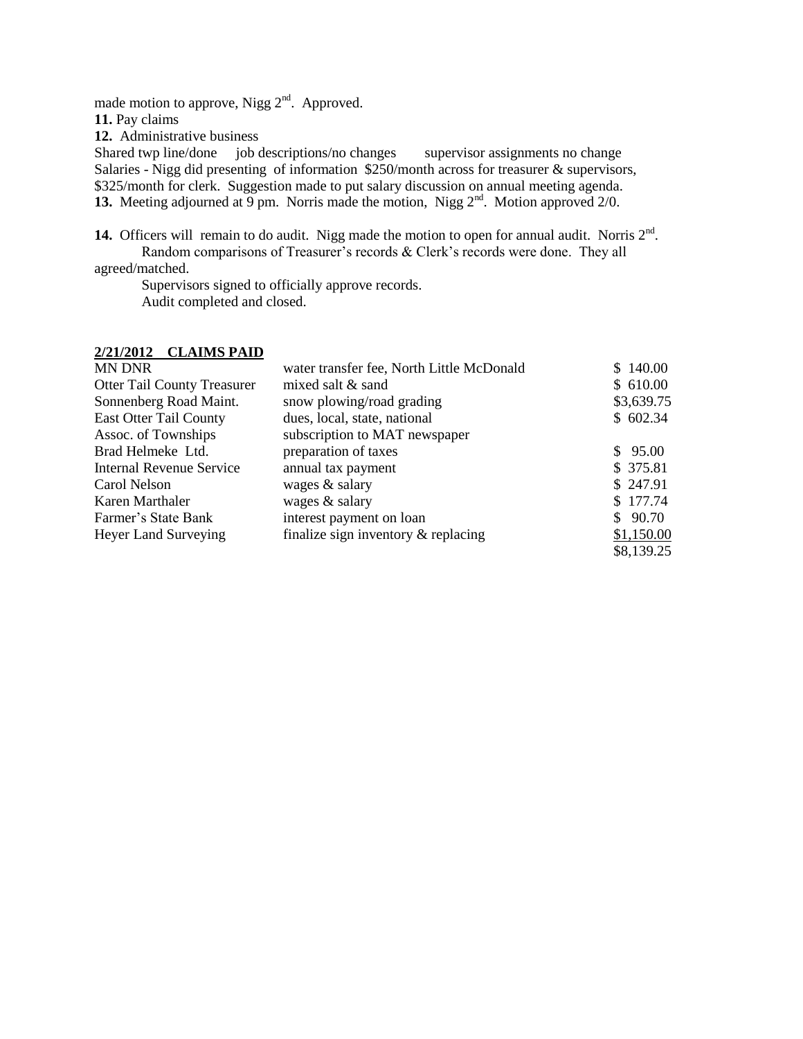made motion to approve, Nigg 2nd. Approved.

**11.** Pay claims

**12.** Administrative business

Shared twp line/done job descriptions/no changes supervisor assignments no change

Salaries - Nigg did presenting of information \$250/month across for treasurer & supervisors, \$325/month for clerk. Suggestion made to put salary discussion on annual meeting agenda.

**13.** Meeting adjourned at 9 pm. Norris made the motion, Nigg 2nd. Motion approved 2/0.

**14.** Officers will remain to do audit. Nigg made the motion to open for annual audit. Norris 2nd.

Random comparisons of Treasurer's records & Clerk's records were done. They all agreed/matched.

Supervisors signed to officially approve records.

Audit completed and closed.

**2/21/2012 CLAIMS PAID**

| | | |
|---|---|---|
| MN DNR | water transfer fee, North Little McDonald | \$ 140.00 |
| Otter Tail County Treasurer | mixed salt & sand | \$ 610.00 |
| Sonnenberg Road Maint. | snow plowing/road grading | \$3,639.75 |
| East Otter Tail County | dues, local, state, national | \$ 602.34 |
| Assoc. of Townships | subscription to MAT newspaper | |
| Brad Helmeke Ltd. | preparation of taxes | \$ 95.00 |
| Internal Revenue Service | annual tax payment | \$ 375.81 |
| Carol Nelson | wages & salary | \$ 247.91 |
| Karen Marthaler | wages & salary | \$ 177.74 |
| Farmer's State Bank | interest payment on loan | \$ 90.70 |
| Heyer Land Surveying | finalize sign inventory & replacing | \$1,150.00 |
| | | \$8,139.25 |